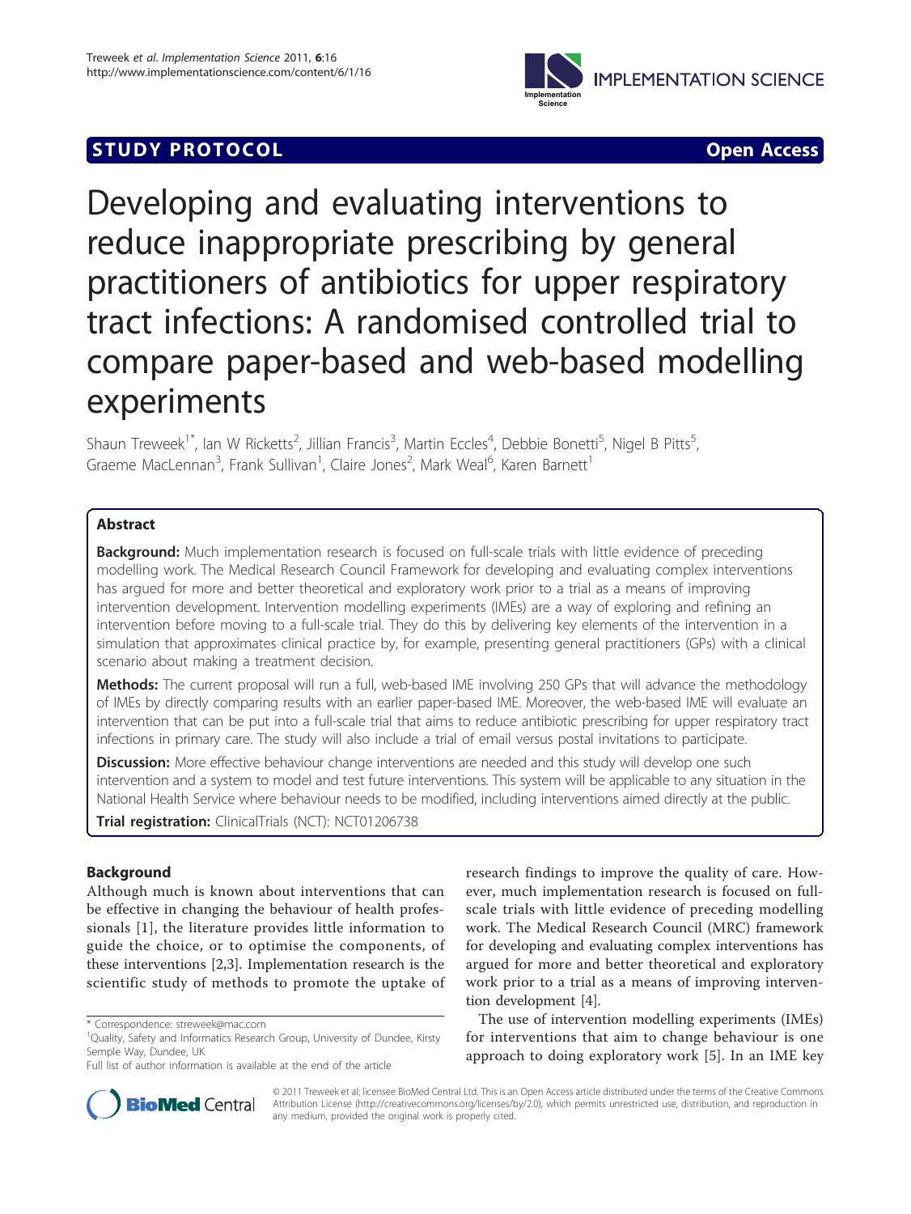**STUDY PROTOCOL** **Open Access**

# Developing and evaluating interventions to reduce inappropriate prescribing by general practitioners of antibiotics for upper respiratory tract infections: A randomised controlled trial to compare paper-based and web-based modelling experiments

Shaun Treweek[1*], Ian W Ricketts[2], Jillian Francis[3], Martin Eccles[4], Debbie Bonetti[5], Nigel B Pitts[5], Graeme MacLennan[3], Frank Sullivan[1], Claire Jones[2], Mark Weal[6], Karen Barnett[1]

## Abstract

**Background:** Much implementation research is focused on full-scale trials with little evidence of preceding modelling work. The Medical Research Council Framework for developing and evaluating complex interventions has argued for more and better theoretical and exploratory work prior to a trial as a means of improving intervention development. Intervention modelling experiments (IMEs) are a way of exploring and refining an intervention before moving to a full-scale trial. They do this by delivering key elements of the intervention in a simulation that approximates clinical practice by, for example, presenting general practitioners (GPs) with a clinical scenario about making a treatment decision.

**Methods:** The current proposal will run a full, web-based IME involving 250 GPs that will advance the methodology of IMEs by directly comparing results with an earlier paper-based IME. Moreover, the web-based IME will evaluate an intervention that can be put into a full-scale trial that aims to reduce antibiotic prescribing for upper respiratory tract infections in primary care. The study will also include a trial of email versus postal invitations to participate.

**Discussion:** More effective behaviour change interventions are needed and this study will develop one such intervention and a system to model and test future interventions. This system will be applicable to any situation in the National Health Service where behaviour needs to be modified, including interventions aimed directly at the public.

**Trial registration:** ClinicalTrials (NCT): NCT01206738

## Background

Although much is known about interventions that can be effective in changing the behaviour of health professionals [1], the literature provides little information to guide the choice, or to optimise the components, of these interventions [2,3]. Implementation research is the scientific study of methods to promote the uptake of research findings to improve the quality of care. However, much implementation research is focused on full-scale trials with little evidence of preceding modelling work. The Medical Research Council (MRC) framework for developing and evaluating complex interventions has argued for more and better theoretical and exploratory work prior to a trial as a means of improving intervention development [4].

The use of intervention modelling experiments (IMEs) for interventions that aim to change behaviour is one approach to doing exploratory work [5]. In an IME key

\* Correspondence: streweek@mac.com
[1]Quality, Safety and Informatics Research Group, University of Dundee, Kirsty Semple Way, Dundee, UK
Full list of author information is available at the end of the article

© 2011 Treweek et al; licensee BioMed Central Ltd. This is an Open Access article distributed under the terms of the Creative Commons Attribution License (http://creativecommons.org/licenses/by/2.0), which permits unrestricted use, distribution, and reproduction in any medium, provided the original work is properly cited.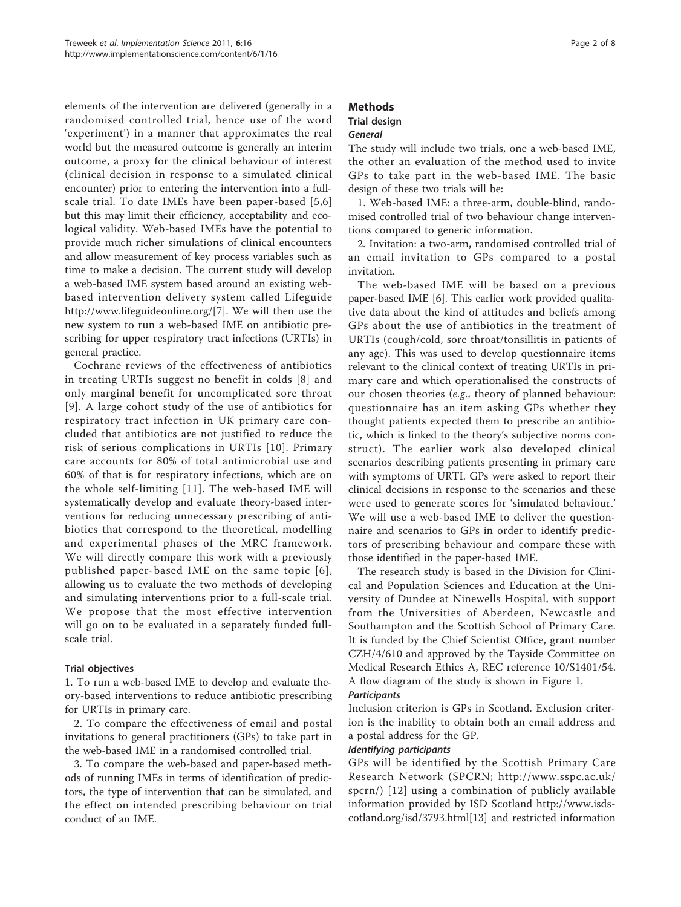elements of the intervention are delivered (generally in a randomised controlled trial, hence use of the word 'experiment') in a manner that approximates the real world but the measured outcome is generally an interim outcome, a proxy for the clinical behaviour of interest (clinical decision in response to a simulated clinical encounter) prior to entering the intervention into a full-scale trial. To date IMEs have been paper-based [5,6] but this may limit their efficiency, acceptability and ecological validity. Web-based IMEs have the potential to provide much richer simulations of clinical encounters and allow measurement of key process variables such as time to make a decision. The current study will develop a web-based IME system based around an existing web-based intervention delivery system called Lifeguide http://www.lifeguideonline.org/[7]. We will then use the new system to run a web-based IME on antibiotic prescribing for upper respiratory tract infections (URTIs) in general practice.

Cochrane reviews of the effectiveness of antibiotics in treating URTIs suggest no benefit in colds [8] and only marginal benefit for uncomplicated sore throat [9]. A large cohort study of the use of antibiotics for respiratory tract infection in UK primary care concluded that antibiotics are not justified to reduce the risk of serious complications in URTIs [10]. Primary care accounts for 80% of total antimicrobial use and 60% of that is for respiratory infections, which are on the whole self-limiting [11]. The web-based IME will systematically develop and evaluate theory-based interventions for reducing unnecessary prescribing of antibiotics that correspond to the theoretical, modelling and experimental phases of the MRC framework. We will directly compare this work with a previously published paper-based IME on the same topic [6], allowing us to evaluate the two methods of developing and simulating interventions prior to a full-scale trial. We propose that the most effective intervention will go on to be evaluated in a separately funded full-scale trial.

### Trial objectives

1. To run a web-based IME to develop and evaluate theory-based interventions to reduce antibiotic prescribing for URTIs in primary care.

2. To compare the effectiveness of email and postal invitations to general practitioners (GPs) to take part in the web-based IME in a randomised controlled trial.

3. To compare the web-based and paper-based methods of running IMEs in terms of identification of predictors, the type of intervention that can be simulated, and the effect on intended prescribing behaviour on trial conduct of an IME.

## Methods

### Trial design

#### *General*

The study will include two trials, one a web-based IME, the other an evaluation of the method used to invite GPs to take part in the web-based IME. The basic design of these two trials will be:

1. Web-based IME: a three-arm, double-blind, randomised controlled trial of two behaviour change interventions compared to generic information.

2. Invitation: a two-arm, randomised controlled trial of an email invitation to GPs compared to a postal invitation.

The web-based IME will be based on a previous paper-based IME [6]. This earlier work provided qualitative data about the kind of attitudes and beliefs among GPs about the use of antibiotics in the treatment of URTIs (cough/cold, sore throat/tonsillitis in patients of any age). This was used to develop questionnaire items relevant to the clinical context of treating URTIs in primary care and which operationalised the constructs of our chosen theories (*e.g.*, theory of planned behaviour: questionnaire has an item asking GPs whether they thought patients expected them to prescribe an antibiotic, which is linked to the theory's subjective norms construct). The earlier work also developed clinical scenarios describing patients presenting in primary care with symptoms of URTI. GPs were asked to report their clinical decisions in response to the scenarios and these were used to generate scores for 'simulated behaviour.' We will use a web-based IME to deliver the questionnaire and scenarios to GPs in order to identify predictors of prescribing behaviour and compare these with those identified in the paper-based IME.

The research study is based in the Division for Clinical and Population Sciences and Education at the University of Dundee at Ninewells Hospital, with support from the Universities of Aberdeen, Newcastle and Southampton and the Scottish School of Primary Care. It is funded by the Chief Scientist Office, grant number CZH/4/610 and approved by the Tayside Committee on Medical Research Ethics A, REC reference 10/S1401/54. A flow diagram of the study is shown in Figure 1.

#### *Participants*

Inclusion criterion is GPs in Scotland. Exclusion criterion is the inability to obtain both an email address and a postal address for the GP.

#### *Identifying participants*

GPs will be identified by the Scottish Primary Care Research Network (SPCRN; http://www.sspc.ac.uk/spcrn/) [12] using a combination of publicly available information provided by ISD Scotland http://www.isdscotland.org/isd/3793.html[13] and restricted information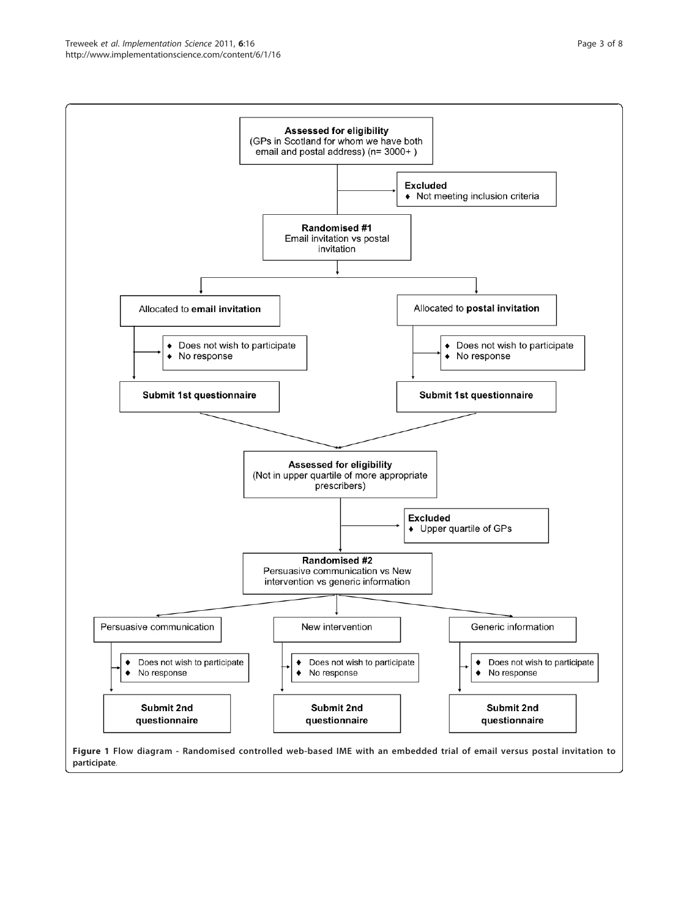**Assessed for eligibility**
(GPs in Scotland for whom we have both email and postal address) (n= 3000+ )

**Excluded**
- Not meeting inclusion criteria

**Randomised #1**
Email invitation vs postal invitation

Allocated to **email invitation**
- Does not wish to participate
- No response

**Submit 1st questionnaire**

Allocated to **postal invitation**
- Does not wish to participate
- No response

**Submit 1st questionnaire**

**Assessed for eligibility**
(Not in upper quartile of more appropriate prescribers)

**Excluded**
- Upper quartile of GPs

**Randomised #2**
Persuasive communication vs New intervention vs generic information

Persuasive communication
- Does not wish to participate
- No response

**Submit 2nd questionnaire**

New intervention
- Does not wish to participate
- No response

**Submit 2nd questionnaire**

Generic information
- Does not wish to participate
- No response

**Submit 2nd questionnaire**

**Figure 1 Flow diagram - Randomised controlled web-based IME with an embedded trial of email versus postal invitation to participate**.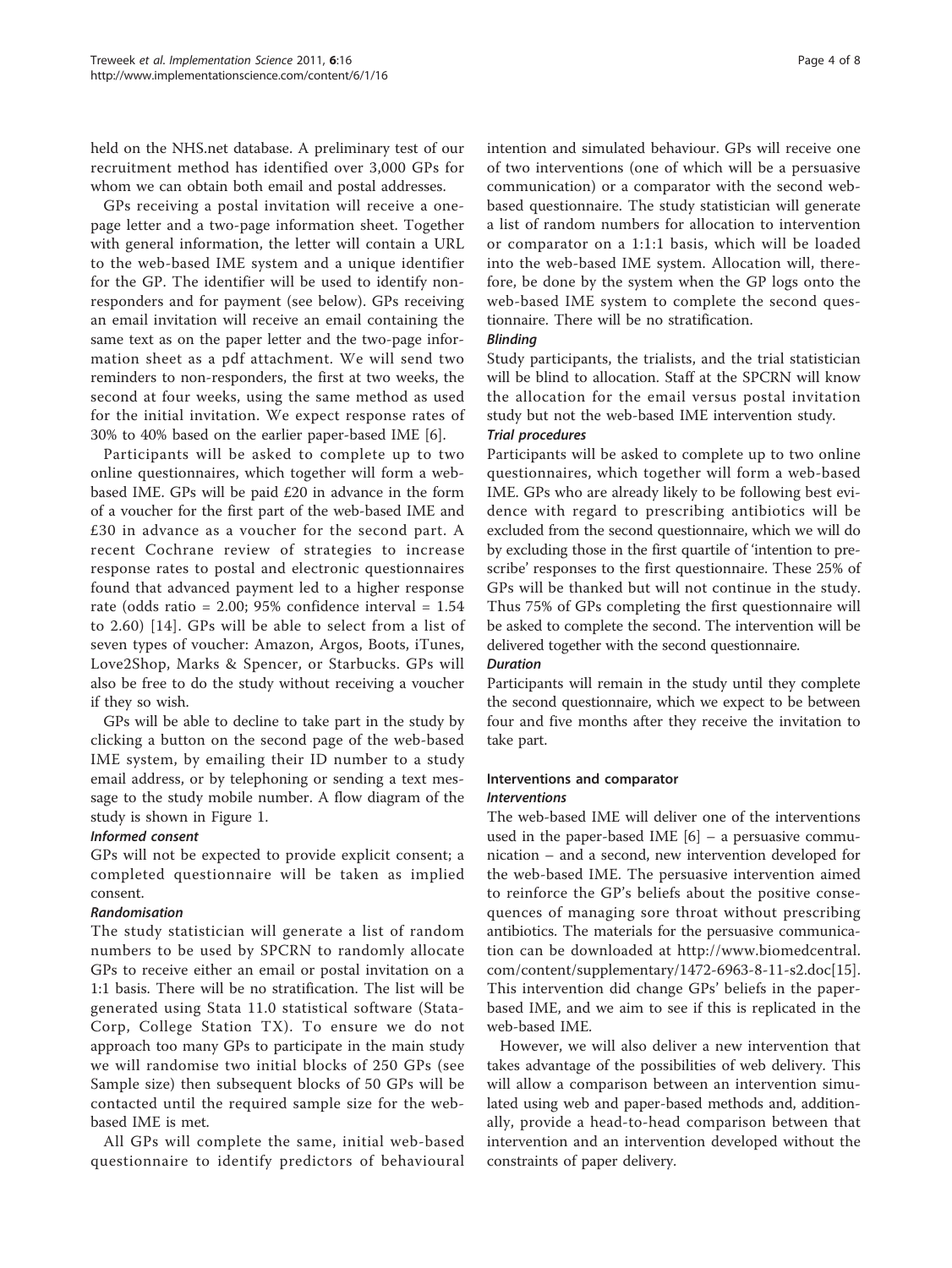held on the NHS.net database. A preliminary test of our recruitment method has identified over 3,000 GPs for whom we can obtain both email and postal addresses.

GPs receiving a postal invitation will receive a one-page letter and a two-page information sheet. Together with general information, the letter will contain a URL to the web-based IME system and a unique identifier for the GP. The identifier will be used to identify non-responders and for payment (see below). GPs receiving an email invitation will receive an email containing the same text as on the paper letter and the two-page information sheet as a pdf attachment. We will send two reminders to non-responders, the first at two weeks, the second at four weeks, using the same method as used for the initial invitation. We expect response rates of 30% to 40% based on the earlier paper-based IME [6].

Participants will be asked to complete up to two online questionnaires, which together will form a web-based IME. GPs will be paid £20 in advance in the form of a voucher for the first part of the web-based IME and £30 in advance as a voucher for the second part. A recent Cochrane review of strategies to increase response rates to postal and electronic questionnaires found that advanced payment led to a higher response rate (odds ratio = 2.00; 95% confidence interval = 1.54 to 2.60) [14]. GPs will be able to select from a list of seven types of voucher: Amazon, Argos, Boots, iTunes, Love2Shop, Marks & Spencer, or Starbucks. GPs will also be free to do the study without receiving a voucher if they so wish.

GPs will be able to decline to take part in the study by clicking a button on the second page of the web-based IME system, by emailing their ID number to a study email address, or by telephoning or sending a text message to the study mobile number. A flow diagram of the study is shown in Figure 1.

#### Informed consent

GPs will not be expected to provide explicit consent; a completed questionnaire will be taken as implied consent.

#### Randomisation

The study statistician will generate a list of random numbers to be used by SPCRN to randomly allocate GPs to receive either an email or postal invitation on a 1:1 basis. There will be no stratification. The list will be generated using Stata 11.0 statistical software (StataCorp, College Station TX). To ensure we do not approach too many GPs to participate in the main study we will randomise two initial blocks of 250 GPs (see Sample size) then subsequent blocks of 50 GPs will be contacted until the required sample size for the web-based IME is met.

All GPs will complete the same, initial web-based questionnaire to identify predictors of behavioural intention and simulated behaviour. GPs will receive one of two interventions (one of which will be a persuasive communication) or a comparator with the second web-based questionnaire. The study statistician will generate a list of random numbers for allocation to intervention or comparator on a 1:1:1 basis, which will be loaded into the web-based IME system. Allocation will, therefore, be done by the system when the GP logs onto the web-based IME system to complete the second questionnaire. There will be no stratification.

#### Blinding

Study participants, the trialists, and the trial statistician will be blind to allocation. Staff at the SPCRN will know the allocation for the email versus postal invitation study but not the web-based IME intervention study.

#### Trial procedures

Participants will be asked to complete up to two online questionnaires, which together will form a web-based IME. GPs who are already likely to be following best evidence with regard to prescribing antibiotics will be excluded from the second questionnaire, which we will do by excluding those in the first quartile of 'intention to prescribe' responses to the first questionnaire. These 25% of GPs will be thanked but will not continue in the study. Thus 75% of GPs completing the first questionnaire will be asked to complete the second. The intervention will be delivered together with the second questionnaire.

#### Duration

Participants will remain in the study until they complete the second questionnaire, which we expect to be between four and five months after they receive the invitation to take part.

### Interventions and comparator

#### Interventions

The web-based IME will deliver one of the interventions used in the paper-based IME [6] – a persuasive communication – and a second, new intervention developed for the web-based IME. The persuasive intervention aimed to reinforce the GP's beliefs about the positive consequences of managing sore throat without prescribing antibiotics. The materials for the persuasive communication can be downloaded at http://www.biomedcentral.com/content/supplementary/1472-6963-8-11-s2.doc[15]. This intervention did change GPs' beliefs in the paper-based IME, and we aim to see if this is replicated in the web-based IME.

However, we will also deliver a new intervention that takes advantage of the possibilities of web delivery. This will allow a comparison between an intervention simulated using web and paper-based methods and, additionally, provide a head-to-head comparison between that intervention and an intervention developed without the constraints of paper delivery.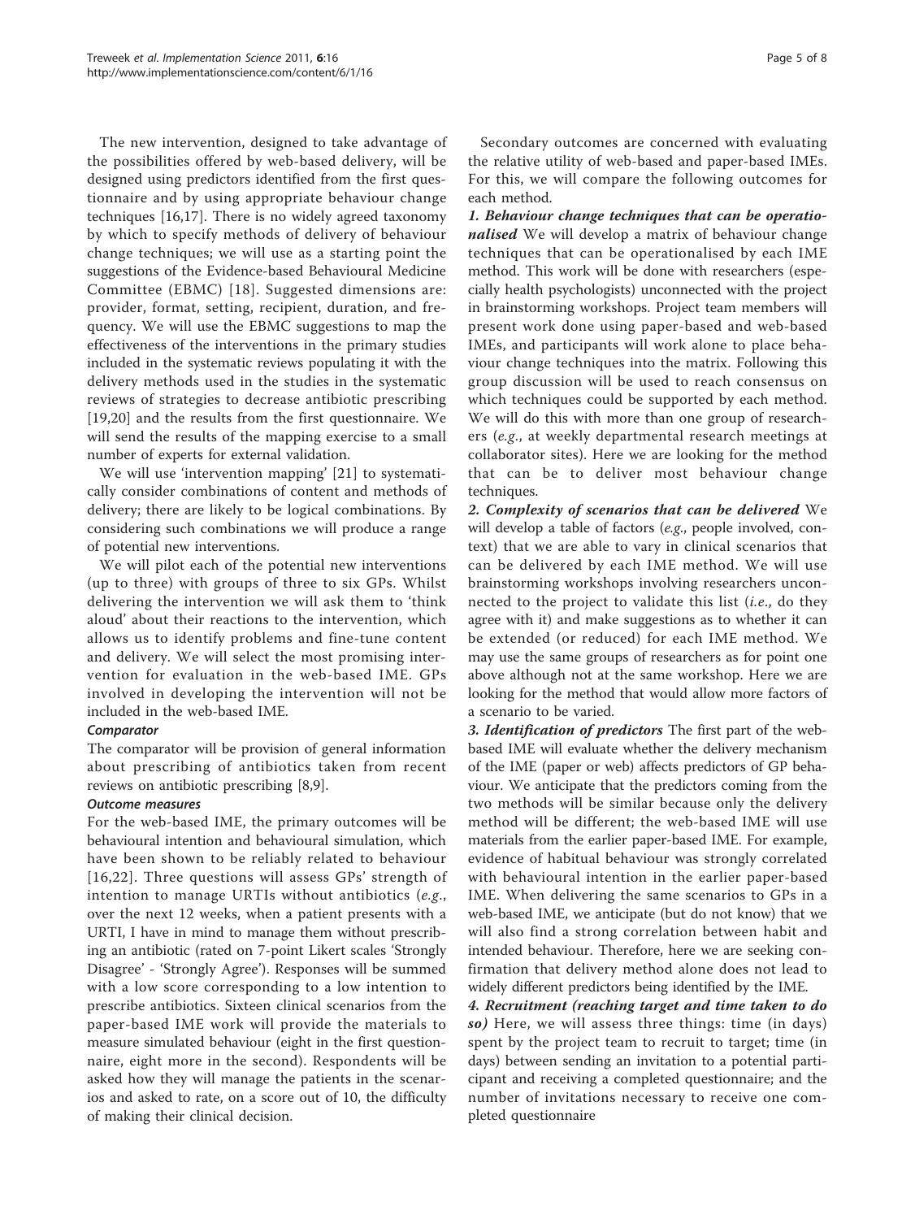The new intervention, designed to take advantage of the possibilities offered by web-based delivery, will be designed using predictors identified from the first questionnaire and by using appropriate behaviour change techniques [16,17]. There is no widely agreed taxonomy by which to specify methods of delivery of behaviour change techniques; we will use as a starting point the suggestions of the Evidence-based Behavioural Medicine Committee (EBMC) [18]. Suggested dimensions are: provider, format, setting, recipient, duration, and frequency. We will use the EBMC suggestions to map the effectiveness of the interventions in the primary studies included in the systematic reviews populating it with the delivery methods used in the studies in the systematic reviews of strategies to decrease antibiotic prescribing [19,20] and the results from the first questionnaire. We will send the results of the mapping exercise to a small number of experts for external validation.

We will use 'intervention mapping' [21] to systematically consider combinations of content and methods of delivery; there are likely to be logical combinations. By considering such combinations we will produce a range of potential new interventions.

We will pilot each of the potential new interventions (up to three) with groups of three to six GPs. Whilst delivering the intervention we will ask them to 'think aloud' about their reactions to the intervention, which allows us to identify problems and fine-tune content and delivery. We will select the most promising intervention for evaluation in the web-based IME. GPs involved in developing the intervention will not be included in the web-based IME.

#### Comparator

The comparator will be provision of general information about prescribing of antibiotics taken from recent reviews on antibiotic prescribing [8,9].

#### Outcome measures

For the web-based IME, the primary outcomes will be behavioural intention and behavioural simulation, which have been shown to be reliably related to behaviour [16,22]. Three questions will assess GPs' strength of intention to manage URTIs without antibiotics (*e.g.*, over the next 12 weeks, when a patient presents with a URTI, I have in mind to manage them without prescribing an antibiotic (rated on 7-point Likert scales 'Strongly Disagree' - 'Strongly Agree'). Responses will be summed with a low score corresponding to a low intention to prescribe antibiotics. Sixteen clinical scenarios from the paper-based IME work will provide the materials to measure simulated behaviour (eight in the first questionnaire, eight more in the second). Respondents will be asked how they will manage the patients in the scenarios and asked to rate, on a score out of 10, the difficulty of making their clinical decision.

Secondary outcomes are concerned with evaluating the relative utility of web-based and paper-based IMEs. For this, we will compare the following outcomes for each method.

***1. Behaviour change techniques that can be operationalised*** We will develop a matrix of behaviour change techniques that can be operationalised by each IME method. This work will be done with researchers (especially health psychologists) unconnected with the project in brainstorming workshops. Project team members will present work done using paper-based and web-based IMEs, and participants will work alone to place behaviour change techniques into the matrix. Following this group discussion will be used to reach consensus on which techniques could be supported by each method. We will do this with more than one group of researchers (*e.g.*, at weekly departmental research meetings at collaborator sites). Here we are looking for the method that can be to deliver most behaviour change techniques.

***2. Complexity of scenarios that can be delivered*** We will develop a table of factors (*e.g.*, people involved, context) that we are able to vary in clinical scenarios that can be delivered by each IME method. We will use brainstorming workshops involving researchers unconnected to the project to validate this list (*i.e.*, do they agree with it) and make suggestions as to whether it can be extended (or reduced) for each IME method. We may use the same groups of researchers as for point one above although not at the same workshop. Here we are looking for the method that would allow more factors of a scenario to be varied.

***3. Identification of predictors*** The first part of the web-based IME will evaluate whether the delivery mechanism of the IME (paper or web) affects predictors of GP behaviour. We anticipate that the predictors coming from the two methods will be similar because only the delivery method will be different; the web-based IME will use materials from the earlier paper-based IME. For example, evidence of habitual behaviour was strongly correlated with behavioural intention in the earlier paper-based IME. When delivering the same scenarios to GPs in a web-based IME, we anticipate (but do not know) that we will also find a strong correlation between habit and intended behaviour. Therefore, here we are seeking confirmation that delivery method alone does not lead to widely different predictors being identified by the IME.

***4. Recruitment (reaching target and time taken to do so)*** Here, we will assess three things: time (in days) spent by the project team to recruit to target; time (in days) between sending an invitation to a potential participant and receiving a completed questionnaire; and the number of invitations necessary to receive one completed questionnaire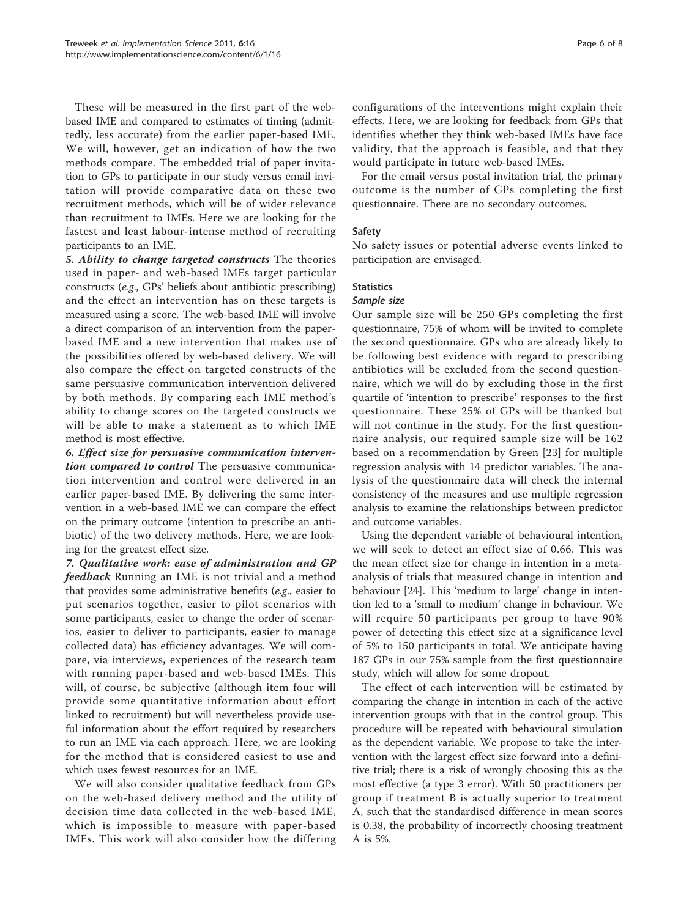These will be measured in the first part of the web-based IME and compared to estimates of timing (admittedly, less accurate) from the earlier paper-based IME. We will, however, get an indication of how the two methods compare. The embedded trial of paper invitation to GPs to participate in our study versus email invitation will provide comparative data on these two recruitment methods, which will be of wider relevance than recruitment to IMEs. Here we are looking for the fastest and least labour-intense method of recruiting participants to an IME.

***5. Ability to change targeted constructs*** The theories used in paper- and web-based IMEs target particular constructs (*e.g.*, GPs' beliefs about antibiotic prescribing) and the effect an intervention has on these targets is measured using a score. The web-based IME will involve a direct comparison of an intervention from the paper-based IME and a new intervention that makes use of the possibilities offered by web-based delivery. We will also compare the effect on targeted constructs of the same persuasive communication intervention delivered by both methods. By comparing each IME method's ability to change scores on the targeted constructs we will be able to make a statement as to which IME method is most effective.

***6. Effect size for persuasive communication intervention compared to control*** The persuasive communication intervention and control were delivered in an earlier paper-based IME. By delivering the same intervention in a web-based IME we can compare the effect on the primary outcome (intention to prescribe an antibiotic) of the two delivery methods. Here, we are looking for the greatest effect size.

***7. Qualitative work: ease of administration and GP feedback*** Running an IME is not trivial and a method that provides some administrative benefits (*e.g.*, easier to put scenarios together, easier to pilot scenarios with some participants, easier to change the order of scenarios, easier to deliver to participants, easier to manage collected data) has efficiency advantages. We will compare, via interviews, experiences of the research team with running paper-based and web-based IMEs. This will, of course, be subjective (although item four will provide some quantitative information about effort linked to recruitment) but will nevertheless provide useful information about the effort required by researchers to run an IME via each approach. Here, we are looking for the method that is considered easiest to use and which uses fewest resources for an IME.

We will also consider qualitative feedback from GPs on the web-based delivery method and the utility of decision time data collected in the web-based IME, which is impossible to measure with paper-based IMEs. This work will also consider how the differing configurations of the interventions might explain their effects. Here, we are looking for feedback from GPs that identifies whether they think web-based IMEs have face validity, that the approach is feasible, and that they would participate in future web-based IMEs.

For the email versus postal invitation trial, the primary outcome is the number of GPs completing the first questionnaire. There are no secondary outcomes.

### Safety

No safety issues or potential adverse events linked to participation are envisaged.

### Statistics

#### *Sample size*

Our sample size will be 250 GPs completing the first questionnaire, 75% of whom will be invited to complete the second questionnaire. GPs who are already likely to be following best evidence with regard to prescribing antibiotics will be excluded from the second questionnaire, which we will do by excluding those in the first quartile of 'intention to prescribe' responses to the first questionnaire. These 25% of GPs will be thanked but will not continue in the study. For the first questionnaire analysis, our required sample size will be 162 based on a recommendation by Green [23] for multiple regression analysis with 14 predictor variables. The analysis of the questionnaire data will check the internal consistency of the measures and use multiple regression analysis to examine the relationships between predictor and outcome variables.

Using the dependent variable of behavioural intention, we will seek to detect an effect size of 0.66. This was the mean effect size for change in intention in a meta-analysis of trials that measured change in intention and behaviour [24]. This 'medium to large' change in intention led to a 'small to medium' change in behaviour. We will require 50 participants per group to have 90% power of detecting this effect size at a significance level of 5% to 150 participants in total. We anticipate having 187 GPs in our 75% sample from the first questionnaire study, which will allow for some dropout.

The effect of each intervention will be estimated by comparing the change in intention in each of the active intervention groups with that in the control group. This procedure will be repeated with behavioural simulation as the dependent variable. We propose to take the intervention with the largest effect size forward into a definitive trial; there is a risk of wrongly choosing this as the most effective (a type 3 error). With 50 practitioners per group if treatment B is actually superior to treatment A, such that the standardised difference in mean scores is 0.38, the probability of incorrectly choosing treatment A is 5%.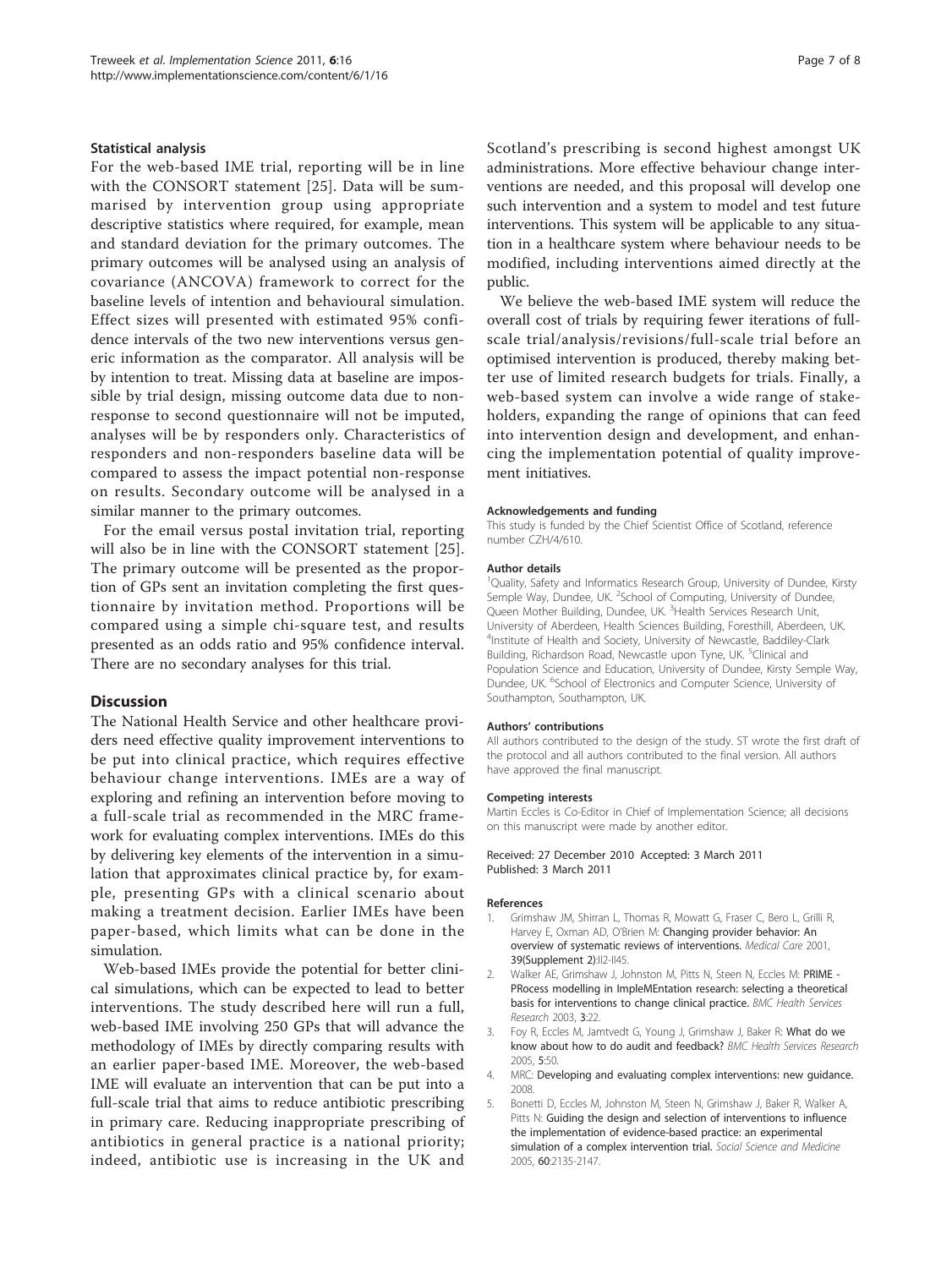### Statistical analysis

For the web-based IME trial, reporting will be in line with the CONSORT statement [25]. Data will be summarised by intervention group using appropriate descriptive statistics where required, for example, mean and standard deviation for the primary outcomes. The primary outcomes will be analysed using an analysis of covariance (ANCOVA) framework to correct for the baseline levels of intention and behavioural simulation. Effect sizes will presented with estimated 95% confidence intervals of the two new interventions versus generic information as the comparator. All analysis will be by intention to treat. Missing data at baseline are impossible by trial design, missing outcome data due to nonresponse to second questionnaire will not be imputed, analyses will be by responders only. Characteristics of responders and non-responders baseline data will be compared to assess the impact potential non-response on results. Secondary outcome will be analysed in a similar manner to the primary outcomes.

For the email versus postal invitation trial, reporting will also be in line with the CONSORT statement [25]. The primary outcome will be presented as the proportion of GPs sent an invitation completing the first questionnaire by invitation method. Proportions will be compared using a simple chi-square test, and results presented as an odds ratio and 95% confidence interval. There are no secondary analyses for this trial.

## Discussion

The National Health Service and other healthcare providers need effective quality improvement interventions to be put into clinical practice, which requires effective behaviour change interventions. IMEs are a way of exploring and refining an intervention before moving to a full-scale trial as recommended in the MRC framework for evaluating complex interventions. IMEs do this by delivering key elements of the intervention in a simulation that approximates clinical practice by, for example, presenting GPs with a clinical scenario about making a treatment decision. Earlier IMEs have been paper-based, which limits what can be done in the simulation.

Web-based IMEs provide the potential for better clinical simulations, which can be expected to lead to better interventions. The study described here will run a full, web-based IME involving 250 GPs that will advance the methodology of IMEs by directly comparing results with an earlier paper-based IME. Moreover, the web-based IME will evaluate an intervention that can be put into a full-scale trial that aims to reduce antibiotic prescribing in primary care. Reducing inappropriate prescribing of antibiotics in general practice is a national priority; indeed, antibiotic use is increasing in the UK and Scotland's prescribing is second highest amongst UK administrations. More effective behaviour change interventions are needed, and this proposal will develop one such intervention and a system to model and test future interventions. This system will be applicable to any situation in a healthcare system where behaviour needs to be modified, including interventions aimed directly at the public.

We believe the web-based IME system will reduce the overall cost of trials by requiring fewer iterations of full-scale trial/analysis/revisions/full-scale trial before an optimised intervention is produced, thereby making better use of limited research budgets for trials. Finally, a web-based system can involve a wide range of stakeholders, expanding the range of opinions that can feed into intervention design and development, and enhancing the implementation potential of quality improvement initiatives.

#### Acknowledgements and funding

This study is funded by the Chief Scientist Office of Scotland, reference number CZH/4/610.

#### Author details

[1]Quality, Safety and Informatics Research Group, University of Dundee, Kirsty Semple Way, Dundee, UK. [2]School of Computing, University of Dundee, Queen Mother Building, Dundee, UK. [3]Health Services Research Unit, University of Aberdeen, Health Sciences Building, Foresthill, Aberdeen, UK. [4]Institute of Health and Society, University of Newcastle, Baddiley-Clark Building, Richardson Road, Newcastle upon Tyne, UK. [5]Clinical and Population Science and Education, University of Dundee, Kirsty Semple Way, Dundee, UK. [6]School of Electronics and Computer Science, University of Southampton, Southampton, UK.

#### Authors' contributions

All authors contributed to the design of the study. ST wrote the first draft of the protocol and all authors contributed to the final version. All authors have approved the final manuscript.

#### Competing interests

Martin Eccles is Co-Editor in Chief of Implementation Science; all decisions on this manuscript were made by another editor.

Received: 27 December 2010 Accepted: 3 March 2011
Published: 3 March 2011

#### References

1. Grimshaw JM, Shirran L, Thomas R, Mowatt G, Fraser C, Bero L, Grilli R, Harvey E, Oxman AD, O'Brien M: Changing provider behavior: An overview of systematic reviews of interventions. *Medical Care* 2001, 39(Supplement 2):II2-II45.
2. Walker AE, Grimshaw J, Johnston M, Pitts N, Steen N, Eccles M: PRIME - PRocess modelling in ImpleMEntation research: selecting a theoretical basis for interventions to change clinical practice. *BMC Health Services Research* 2003, 3:22.
3. Foy R, Eccles M, Jamtvedt G, Young J, Grimshaw J, Baker R: What do we know about how to do audit and feedback? *BMC Health Services Research* 2005, 5:50.
4. MRC: Developing and evaluating complex interventions: new guidance. 2008.
5. Bonetti D, Eccles M, Johnston M, Steen N, Grimshaw J, Baker R, Walker A, Pitts N: Guiding the design and selection of interventions to influence the implementation of evidence-based practice: an experimental simulation of a complex intervention trial. *Social Science and Medicine* 2005, 60:2135-2147.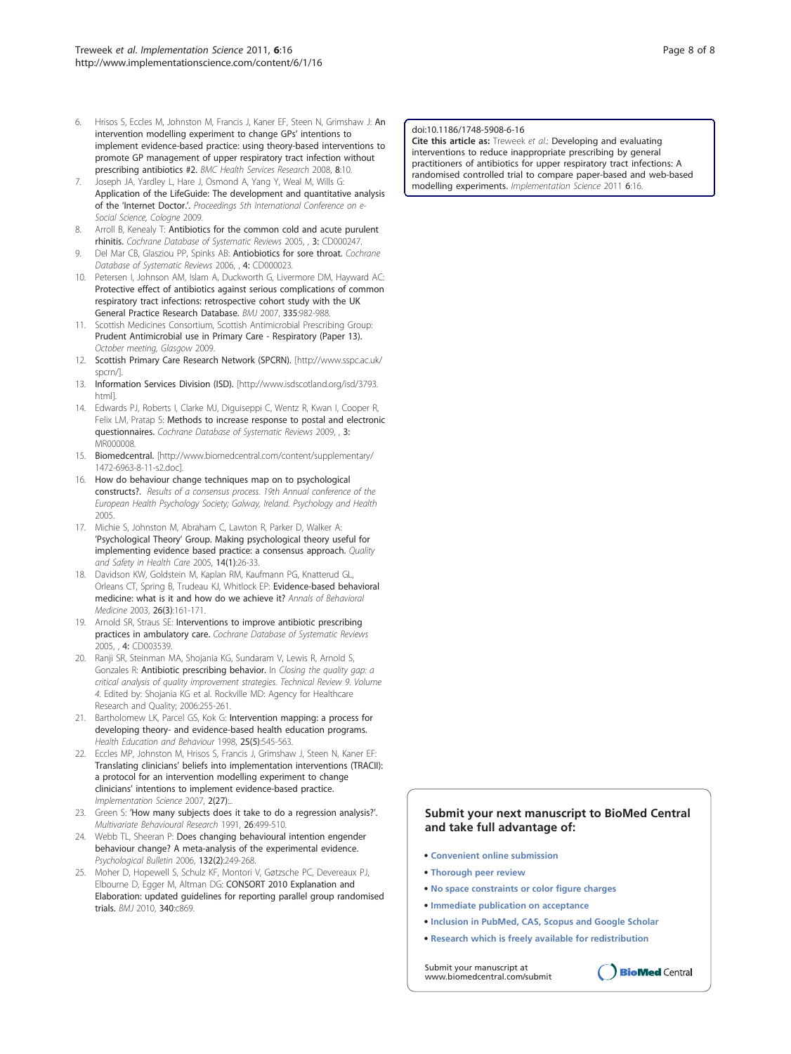6. Hrisos S, Eccles M, Johnston M, Francis J, Kaner EF, Steen N, Grimshaw J: **An intervention modelling experiment to change GPs' intentions to implement evidence-based practice: using theory-based interventions to promote GP management of upper respiratory tract infection without prescribing antibiotics #2.** *BMC Health Services Research* 2008, **8**:10.
7. Joseph JA, Yardley L, Hare J, Osmond A, Yang Y, Weal M, Wills G: **Application of the LifeGuide: The development and quantitative analysis of the 'Internet Doctor'.** *Proceedings 5th International Conference on e-Social Science, Cologne* 2009.
8. Arroll B, Kenealy T: **Antibiotics for the common cold and acute purulent rhinitis.** *Cochrane Database of Systematic Reviews* 2005, , **3**: CD000247.
9. Del Mar CB, Glasziou PP, Spinks AB: **Antiobiotics for sore throat.** *Cochrane Database of Systematic Reviews* 2006, , **4**: CD000023.
10. Petersen I, Johnson AM, Islam A, Duckworth G, Livermore DM, Hayward AC: **Protective effect of antibiotics against serious complications of common respiratory tract infections: retrospective cohort study with the UK General Practice Research Database.** *BMJ* 2007, **335**:982-988.
11. Scottish Medicines Consortium, Scottish Antimicrobial Prescribing Group: **Prudent Antimicrobial use in Primary Care - Respiratory (Paper 13).** *October meeting, Glasgow* 2009.
12. **Scottish Primary Care Research Network (SPCRN).** [http://www.sspc.ac.uk/spcrn/].
13. **Information Services Division (ISD).** [http://www.isdscotland.org/isd/3793.html].
14. Edwards PJ, Roberts I, Clarke MJ, Diguiseppi C, Wentz R, Kwan I, Cooper R, Felix LM, Pratap S: **Methods to increase response to postal and electronic questionnaires.** *Cochrane Database of Systematic Reviews* 2009, , **3**: MR000008.
15. **Biomedcentral.** [http://www.biomedcentral.com/content/supplementary/1472-6963-8-11-s2.doc].
16. **How do behaviour change techniques map on to psychological constructs?.** *Results of a consensus process. 19th Annual conference of the European Health Psychology Society; Galway, Ireland. Psychology and Health* 2005.
17. Michie S, Johnston M, Abraham C, Lawton R, Parker D, Walker A: **'Psychological Theory' Group. Making psychological theory useful for implementing evidence based practice: a consensus approach.** *Quality and Safety in Health Care* 2005, **14(1)**:26-33.
18. Davidson KW, Goldstein M, Kaplan RM, Kaufmann PG, Knatterud GL, Orleans CT, Spring B, Trudeau KJ, Whitlock EP: **Evidence-based behavioral medicine: what is it and how do we achieve it?** *Annals of Behavioral Medicine* 2003, **26(3)**:161-171.
19. Arnold SR, Straus SE: **Interventions to improve antibiotic prescribing practices in ambulatory care.** *Cochrane Database of Systematic Reviews* 2005, , **4**: CD003539.
20. Ranji SR, Steinman MA, Shojania KG, Sundaram V, Lewis R, Arnold S, Gonzales R: **Antibiotic prescribing behavior.** In *Closing the quality gap: a critical analysis of quality improvement strategies. Technical Review 9. Volume 4.* Edited by: Shojania KG et al. Rockville MD: Agency for Healthcare Research and Quality; 2006:255-261.
21. Bartholomew LK, Parcel GS, Kok G: **Intervention mapping: a process for developing theory- and evidence-based health education programs.** *Health Education and Behaviour* 1998, **25(5)**:545-563.
22. Eccles MP, Johnston M, Hrisos S, Francis J, Grimshaw J, Steen N, Kaner EF: **Translating clinicians' beliefs into implementation interventions (TRACII): a protocol for an intervention modelling experiment to change clinicians' intentions to implement evidence-based practice.** *Implementation Science* 2007, **2(27)**:.
23. Green S: **'How many subjects does it take to do a regression analysis?'.** *Multivariate Behavioural Research* 1991, **26**:499-510.
24. Webb TL, Sheeran P: **Does changing behavioural intention engender behaviour change? A meta-analysis of the experimental evidence.** *Psychological Bulletin* 2006, **132(2)**:249-268.
25. Moher D, Hopewell S, Schulz KF, Montori V, Gøtzsche PC, Devereaux PJ, Elbourne D, Egger M, Altman DG: **CONSORT 2010 Explanation and Elaboration: updated guidelines for reporting parallel group randomised trials.** *BMJ* 2010, **340**:c869.

doi:10.1186/1748-5908-6-16

**Cite this article as:** Treweek *et al.*: Developing and evaluating interventions to reduce inappropriate prescribing by general practitioners of antibiotics for upper respiratory tract infections: A randomised controlled trial to compare paper-based and web-based modelling experiments. *Implementation Science* 2011 **6**:16.

**Submit your next manuscript to BioMed Central and take full advantage of:**

- **Convenient online submission**
- **Thorough peer review**
- **No space constraints or color figure charges**
- **Immediate publication on acceptance**
- **Inclusion in PubMed, CAS, Scopus and Google Scholar**
- **Research which is freely available for redistribution**

Submit your manuscript at www.biomedcentral.com/submit

BioMed Central